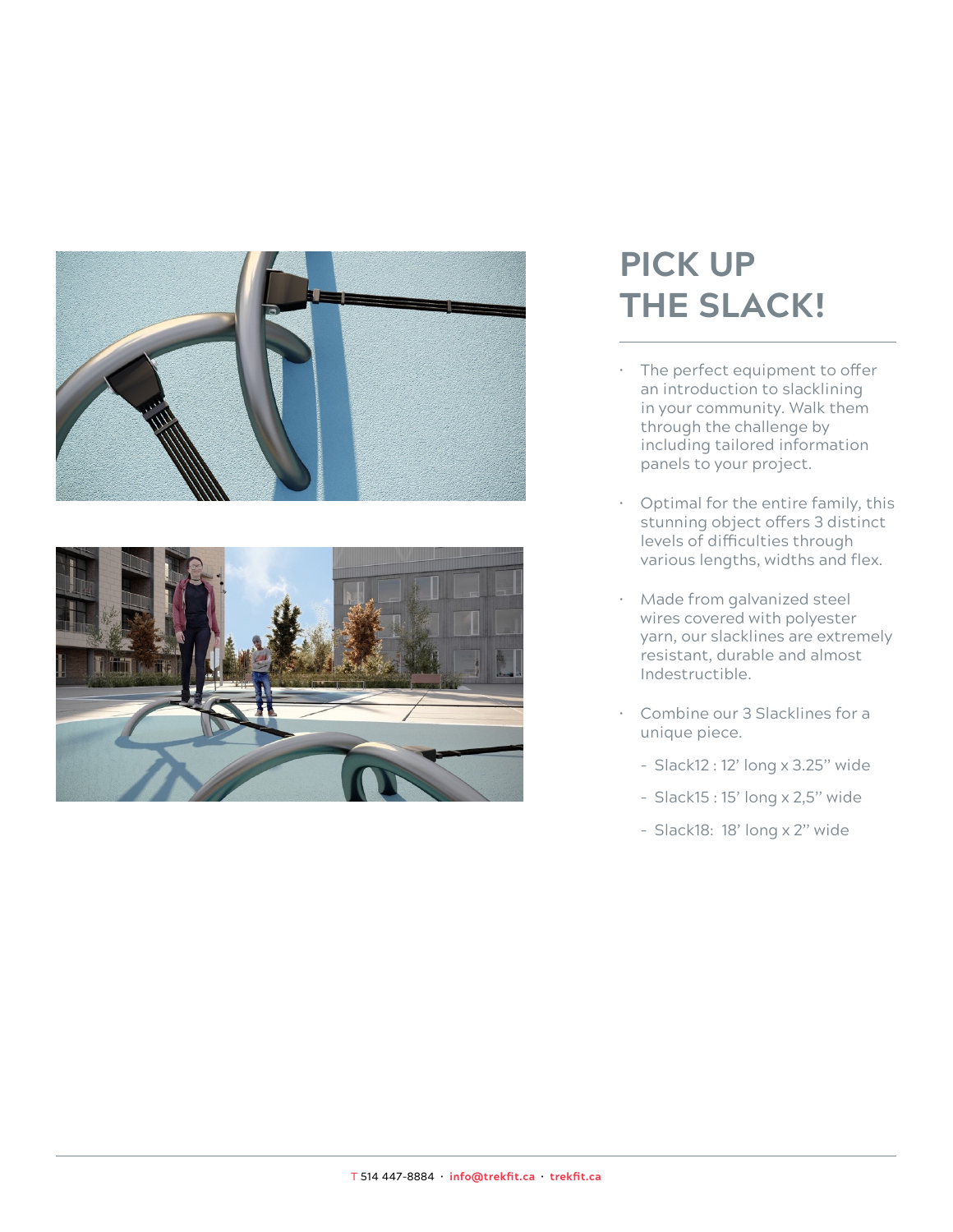# PICK UP THE SLACK!

- The perfect equipment to offer an introduction to slacklining in your community. Walk them through the challenge by including tailored information panels to your project.
- Optimal for the entire family, this stunning object offers 3 distinct levels of difficulties through various lengths, widths and flex.
- Made from galvanized steel wires covered with polyester yarn, our slacklines are extremely resistant, durable and almost Indestructible.
- Combine our 3 Slacklines for a unique piece.
  - Slack12 : 12' long x 3.25" wide
  - Slack15 : 15' long x 2,5" wide
  - Slack18: 18' long x 2" wide

T 514 447-8884 · info@trekfit.ca · trekfit.ca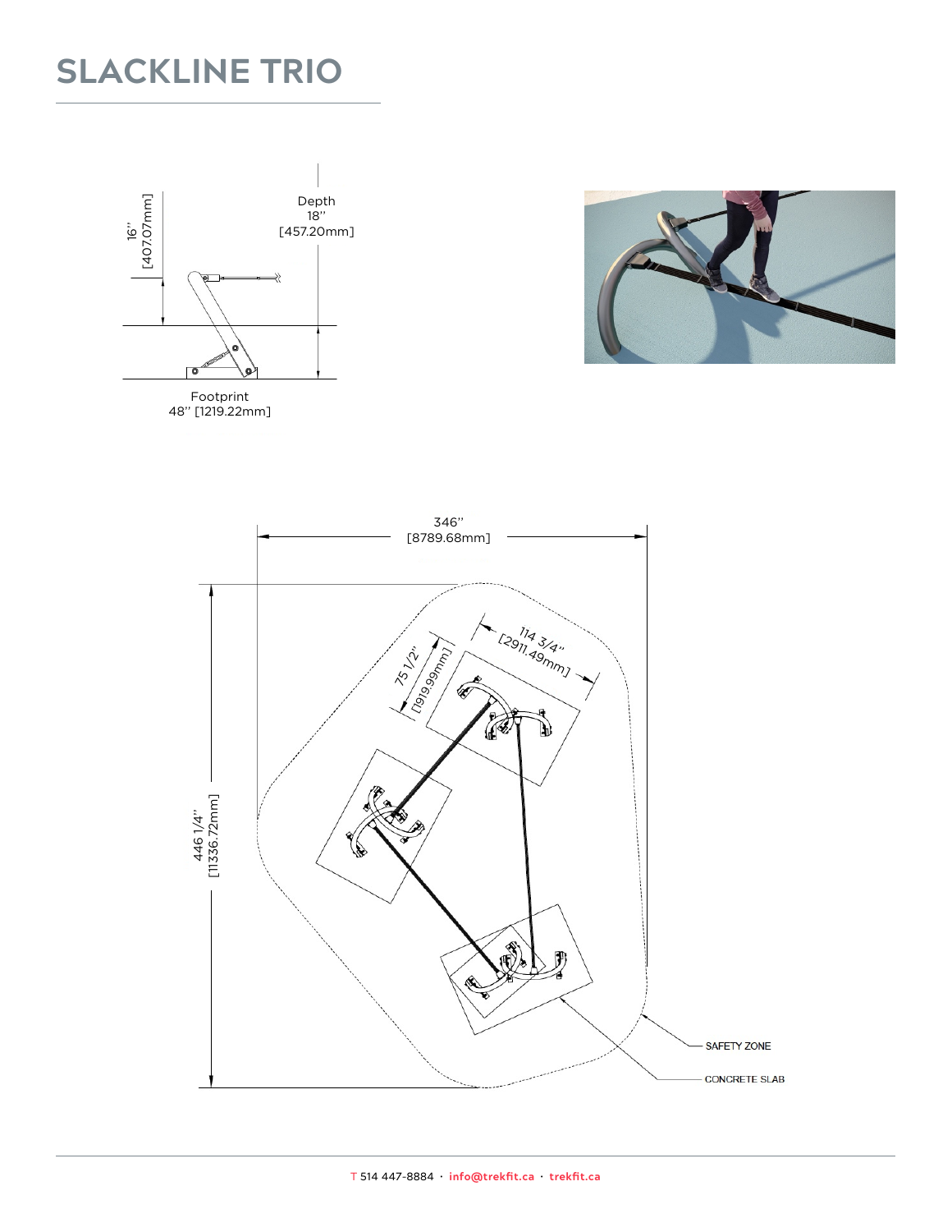# SLACKLINE TRIO

16'' [407.07mm]

Depth 18'' [457.20mm]

Footprint 48'' [1219.22mm]

346'' [8789.68mm]

114 3/4'' [2911.49mm]

75 1/2'' [1919.99mm]

446 1/4'' [11336.72mm]

SAFETY ZONE

CONCRETE SLAB

T 514 447-8884 · info@trekfit.ca · trekfit.ca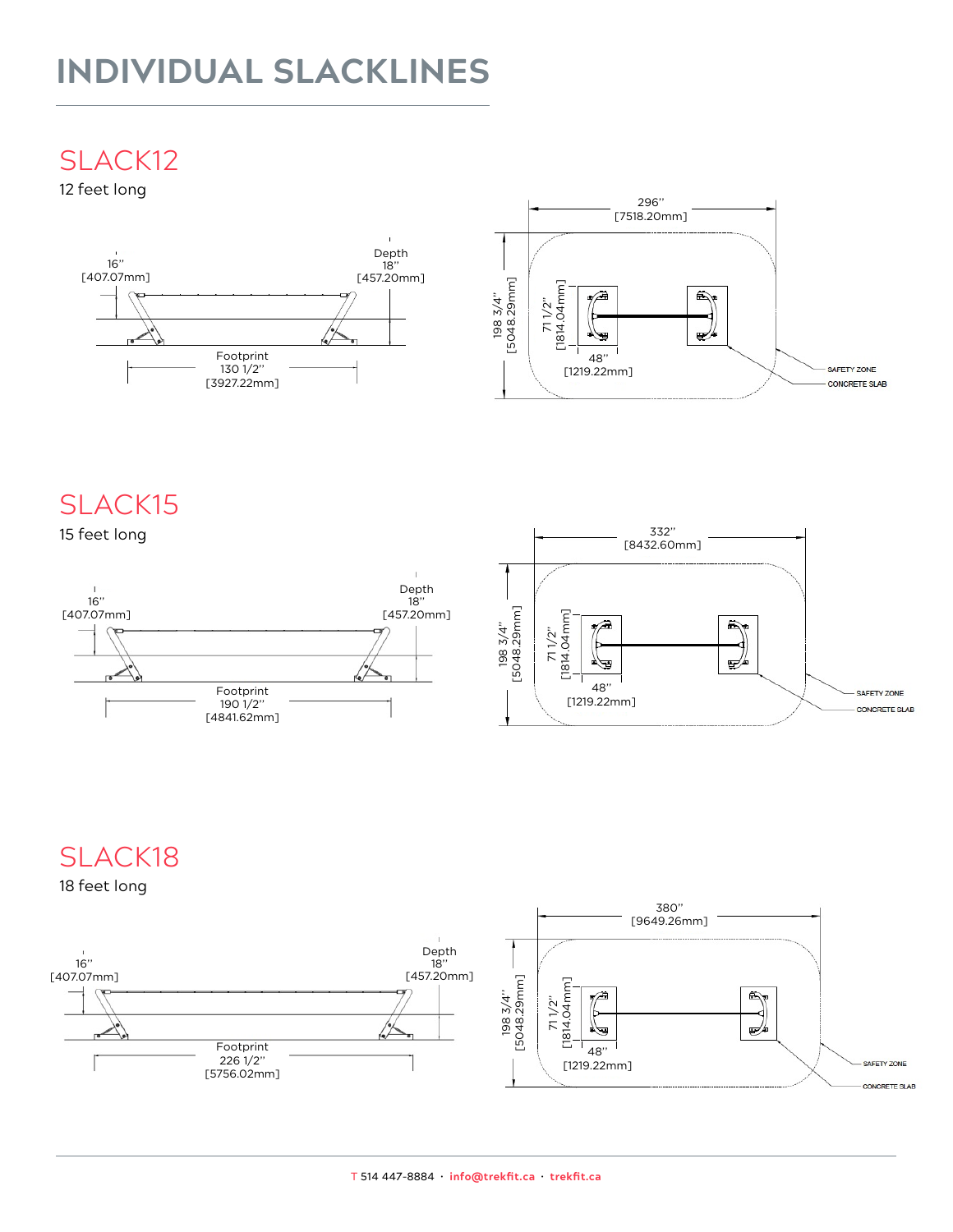# INDIVIDUAL SLACKLINES

## SLACK12

12 feet long

16''
[407.07mm]

Depth
18''
[457.20mm]

Footprint
130 1/2''
[3927.22mm]

296''
[7518.20mm]

198 3/4''
[5048.29mm]

71 1/2''
[1814.04mm]

48''
[1219.22mm]

SAFETY ZONE

CONCRETE SLAB

## SLACK15

15 feet long

16''
[407.07mm]

Depth
18''
[457.20mm]

Footprint
190 1/2''
[4841.62mm]

332''
[8432.60mm]

198 3/4''
[5048.29mm]

71 1/2''
[1814.04mm]

48''
[1219.22mm]

SAFETY ZONE

CONCRETE SLAB

## SLACK18

18 feet long

16''
[407.07mm]

Depth
18''
[457.20mm]

Footprint
226 1/2''
[5756.02mm]

380''
[9649.26mm]

198 3/4''
[5048.29mm]

71 1/2''
[1814.04mm]

48''
[1219.22mm]

SAFETY ZONE

CONCRETE SLAB

T 514 447-8884 · info@trekfit.ca · trekfit.ca